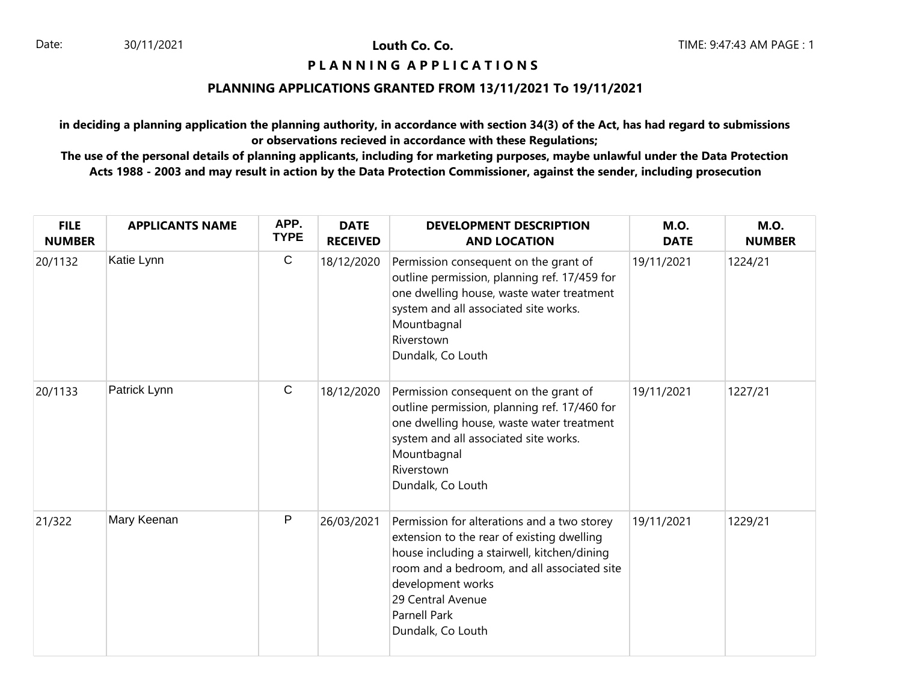Date: 30/11/2021

# Louth Co. Co.

## P L A N N I N G A P P L I C A T I O N S

### PLANNING APPLICATIONS GRANTED FROM 13/11/2021 To 19/11/2021

**in deciding a planning application the planning authority, in accordance with section 34(3) of the Act, has had regard to submissions or observations recieved in accordance with these Regulations;**

**The use of the personal details of planning applicants, including for marketing purposes, maybe unlawful under the Data Protection Acts 1988 - 2003 and may result in action by the Data Protection Commissioner, against the sender, including prosecution**

| FILE NUMBER | APPLICANTS NAME | APP. TYPE | DATE RECEIVED | DEVELOPMENT DESCRIPTION AND LOCATION | M.O. DATE | M.O. NUMBER |
|---|---|---|---|---|---|---|
| 20/1132 | Katie Lynn | C | 18/12/2020 | Permission consequent on the grant of outline permission, planning ref. 17/459 for one dwelling house, waste water treatment system and all associated site works.<br>Mountbagnal<br>Riverstown<br>Dundalk, Co Louth | 19/11/2021 | 1224/21 |
| 20/1133 | Patrick Lynn | C | 18/12/2020 | Permission consequent on the grant of outline permission, planning ref. 17/460 for one dwelling house, waste water treatment system and all associated site works.<br>Mountbagnal<br>Riverstown<br>Dundalk, Co Louth | 19/11/2021 | 1227/21 |
| 21/322 | Mary Keenan | P | 26/03/2021 | Permission for alterations and a two storey extension to the rear of existing dwelling house including a stairwell, kitchen/dining room and a bedroom, and all associated site development works<br>29 Central Avenue<br>Parnell Park<br>Dundalk, Co Louth | 19/11/2021 | 1229/21 |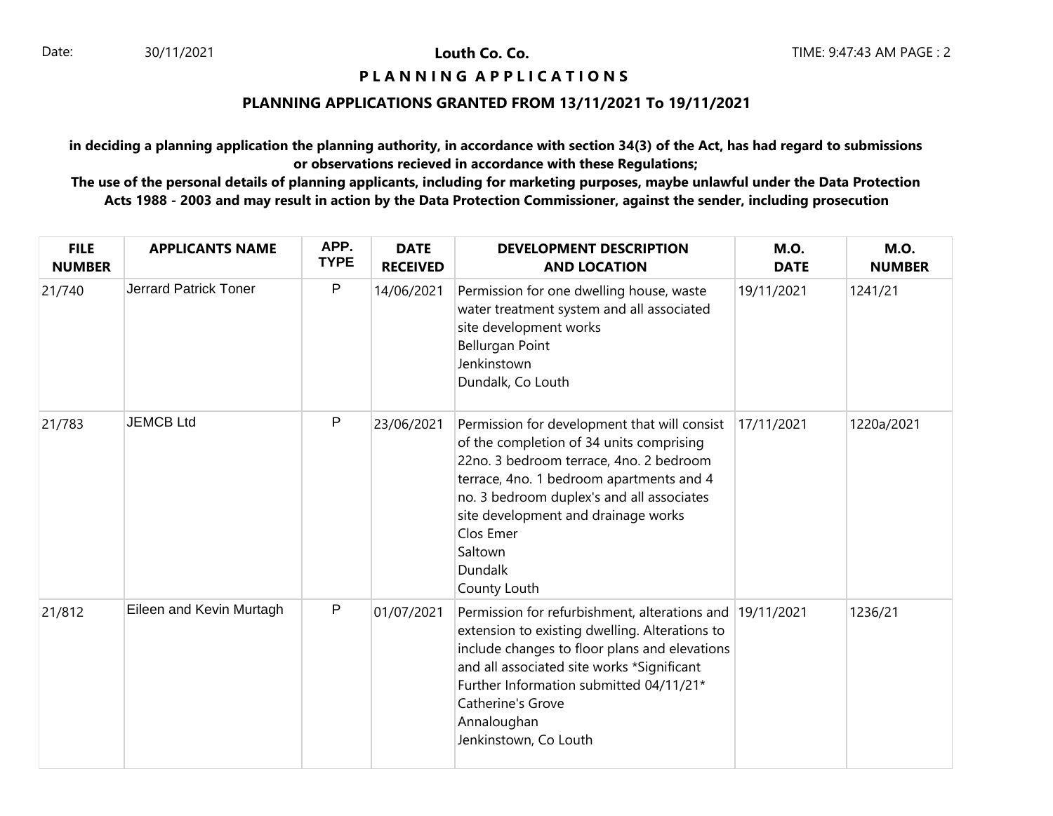Louth Co. Co.

**P L A N N I N G  A P P L I C A T I O N S**

**PLANNING APPLICATIONS GRANTED FROM 13/11/2021 To 19/11/2021**

**in deciding a planning application the planning authority, in accordance with section 34(3) of the Act, has had regard to submissions or observations recieved in accordance with these Regulations;**
**The use of the personal details of planning applicants, including for marketing purposes, maybe unlawful under the Data Protection Acts 1988 - 2003 and may result in action by the Data Protection Commissioner, against the sender, including prosecution**

| FILE NUMBER | APPLICANTS NAME | APP. TYPE | DATE RECEIVED | DEVELOPMENT DESCRIPTION AND LOCATION | M.O. DATE | M.O. NUMBER |
|---|---|---|---|---|---|---|
| 21/740 | Jerrard Patrick Toner | P | 14/06/2021 | Permission for one dwelling house, waste water treatment system and all associated site development works Bellurgan Point Jenkinstown Dundalk, Co Louth | 19/11/2021 | 1241/21 |
| 21/783 | JEMCB Ltd | P | 23/06/2021 | Permission for development that will consist of the completion of 34 units comprising 22no. 3 bedroom terrace, 4no. 2 bedroom terrace, 4no. 1 bedroom apartments and 4 no. 3 bedroom duplex's and all associates site development and drainage works Clos Emer Saltown Dundalk County Louth | 17/11/2021 | 1220a/2021 |
| 21/812 | Eileen and Kevin Murtagh | P | 01/07/2021 | Permission for refurbishment, alterations and extension to existing dwelling. Alterations to include changes to floor plans and elevations and all associated site works *Significant Further Information submitted 04/11/21* Catherine's Grove Annaloughan Jenkinstown, Co Louth | 19/11/2021 | 1236/21 |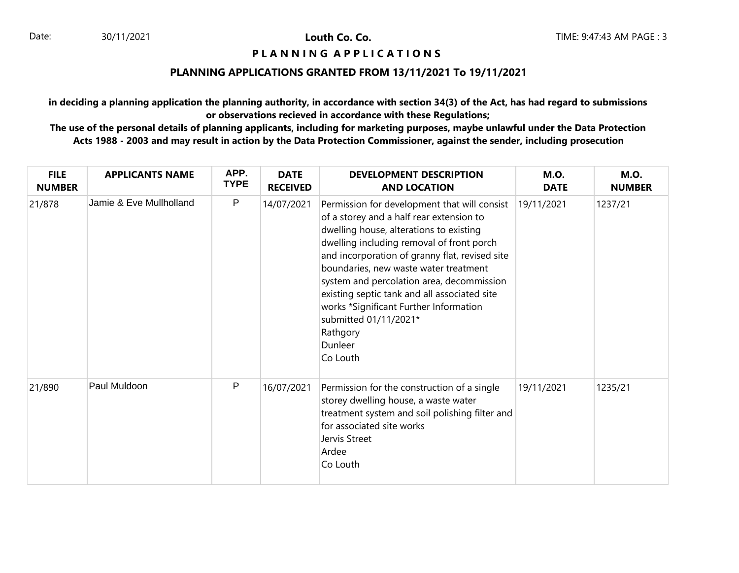# Louth Co. Co.

## P L A N N I N G   A P P L I C A T I O N S

## PLANNING APPLICATIONS GRANTED FROM 13/11/2021 To 19/11/2021

**in deciding a planning application the planning authority, in accordance with section 34(3) of the Act, has had regard to submissions or observations recieved in accordance with these Regulations;**

**The use of the personal details of planning applicants, including for marketing purposes, maybe unlawful under the Data Protection Acts 1988 - 2003 and may result in action by the Data Protection Commissioner, against the sender, including prosecution**

| FILE NUMBER | APPLICANTS NAME | APP. TYPE | DATE RECEIVED | DEVELOPMENT DESCRIPTION AND LOCATION | M.O. DATE | M.O. NUMBER |
|---|---|---|---|---|---|---|
| 21/878 | Jamie & Eve Mullholland | P | 14/07/2021 | Permission for development that will consist of a storey and a half rear extension to dwelling house, alterations to existing dwelling including removal of front porch and incorporation of granny flat, revised site boundaries, new waste water treatment system and percolation area, decommission existing septic tank and all associated site works *Significant Further Information submitted 01/11/2021* Rathgory Dunleer Co Louth | 19/11/2021 | 1237/21 |
| 21/890 | Paul Muldoon | P | 16/07/2021 | Permission for the construction of a single storey dwelling house, a waste water treatment system and soil polishing filter and for associated site works Jervis Street Ardee Co Louth | 19/11/2021 | 1235/21 |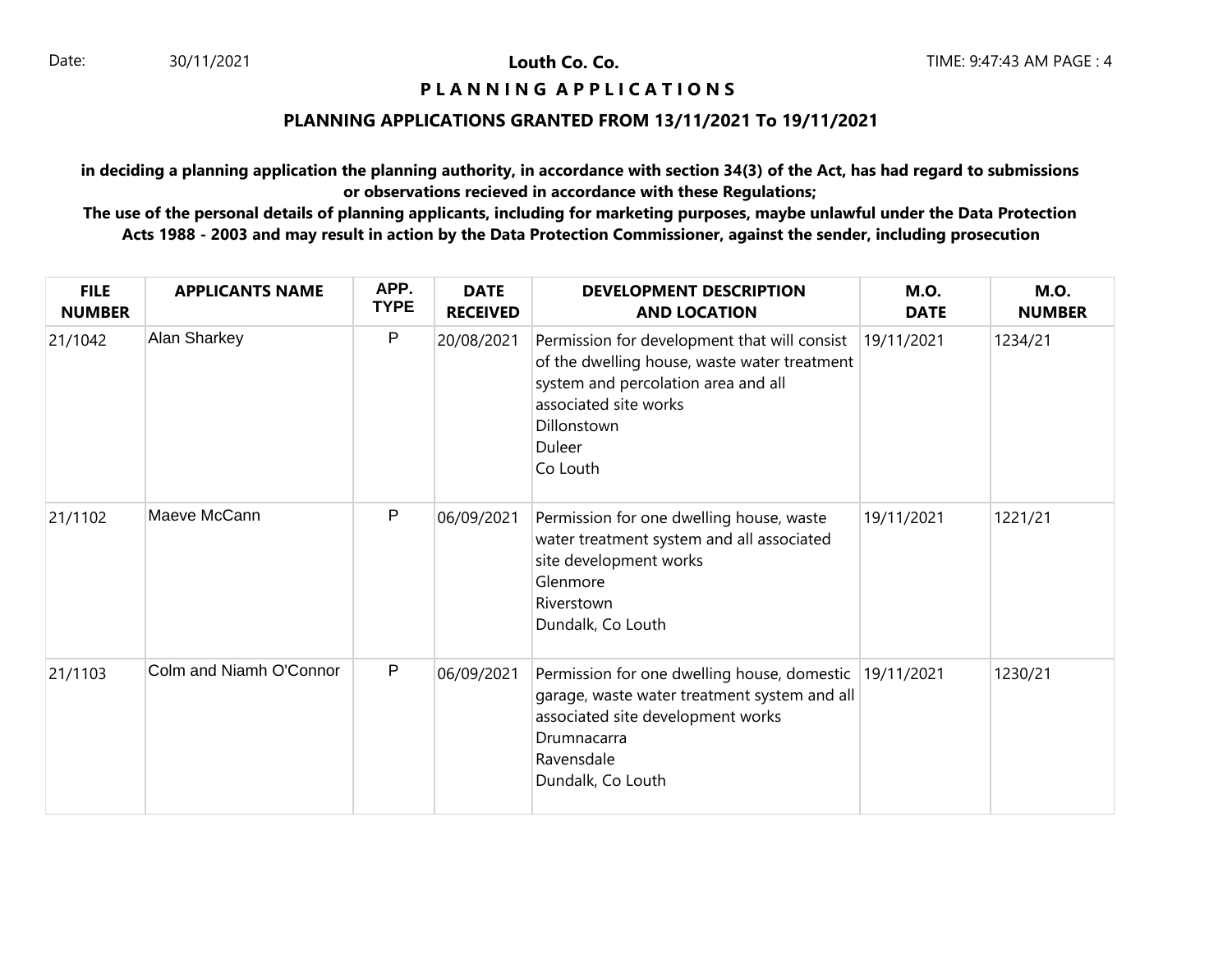**Louth Co. Co.**

**P L A N N I N G A P P L I C A T I O N S**

**PLANNING APPLICATIONS GRANTED FROM 13/11/2021 To 19/11/2021**

**in deciding a planning application the planning authority, in accordance with section 34(3) of the Act, has had regard to submissions or observations recieved in accordance with these Regulations;**

**The use of the personal details of planning applicants, including for marketing purposes, maybe unlawful under the Data Protection Acts 1988 - 2003 and may result in action by the Data Protection Commissioner, against the sender, including prosecution**

| FILE NUMBER | APPLICANTS NAME | APP. TYPE | DATE RECEIVED | DEVELOPMENT DESCRIPTION AND LOCATION | M.O. DATE | M.O. NUMBER |
|---|---|---|---|---|---|---|
| 21/1042 | Alan Sharkey | P | 20/08/2021 | Permission for development that will consist of the dwelling house, waste water treatment system and percolation area and all associated site works<br>Dillonstown<br>Duleer<br>Co Louth | 19/11/2021 | 1234/21 |
| 21/1102 | Maeve McCann | P | 06/09/2021 | Permission for one dwelling house, waste water treatment system and all associated site development works<br>Glenmore<br>Riverstown<br>Dundalk, Co Louth | 19/11/2021 | 1221/21 |
| 21/1103 | Colm and Niamh O'Connor | P | 06/09/2021 | Permission for one dwelling house, domestic garage, waste water treatment system and all associated site development works<br>Drumnacarra<br>Ravensdale<br>Dundalk, Co Louth | 19/11/2021 | 1230/21 |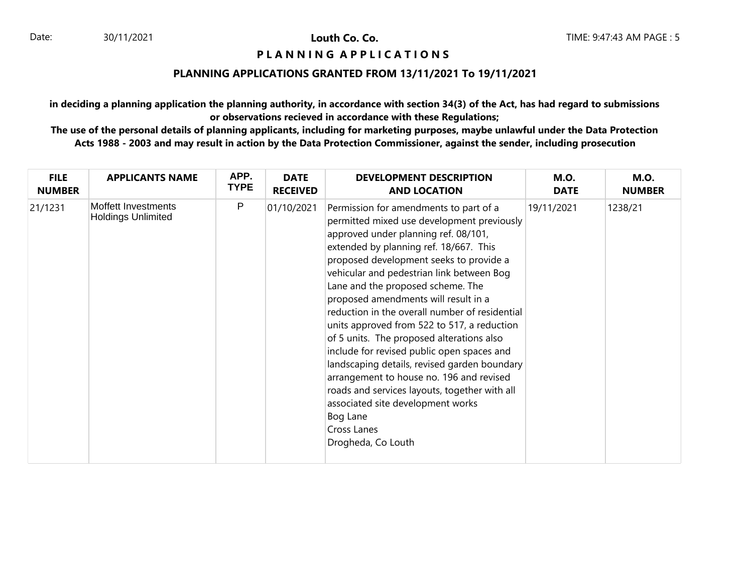# PLANNING APPLICATIONS

## PLANNING APPLICATIONS GRANTED FROM 13/11/2021 To 19/11/2021

**in deciding a planning application the planning authority, in accordance with section 34(3) of the Act, has had regard to submissions or observations recieved in accordance with these Regulations;**

**The use of the personal details of planning applicants, including for marketing purposes, maybe unlawful under the Data Protection Acts 1988 - 2003 and may result in action by the Data Protection Commissioner, against the sender, including prosecution**

| FILE NUMBER | APPLICANTS NAME | APP. TYPE | DATE RECEIVED | DEVELOPMENT DESCRIPTION AND LOCATION | M.O. DATE | M.O. NUMBER |
|---|---|---|---|---|---|---|
| 21/1231 | Moffett Investments Holdings Unlimited | P | 01/10/2021 | Permission for amendments to part of a permitted mixed use development previously approved under planning ref. 08/101, extended by planning ref. 18/667. This proposed development seeks to provide a vehicular and pedestrian link between Bog Lane and the proposed scheme. The proposed amendments will result in a reduction in the overall number of residential units approved from 522 to 517, a reduction of 5 units. The proposed alterations also include for revised public open spaces and landscaping details, revised garden boundary arrangement to house no. 196 and revised roads and services layouts, together with all associated site development works<br>Bog Lane<br>Cross Lanes<br>Drogheda, Co Louth | 19/11/2021 | 1238/21 |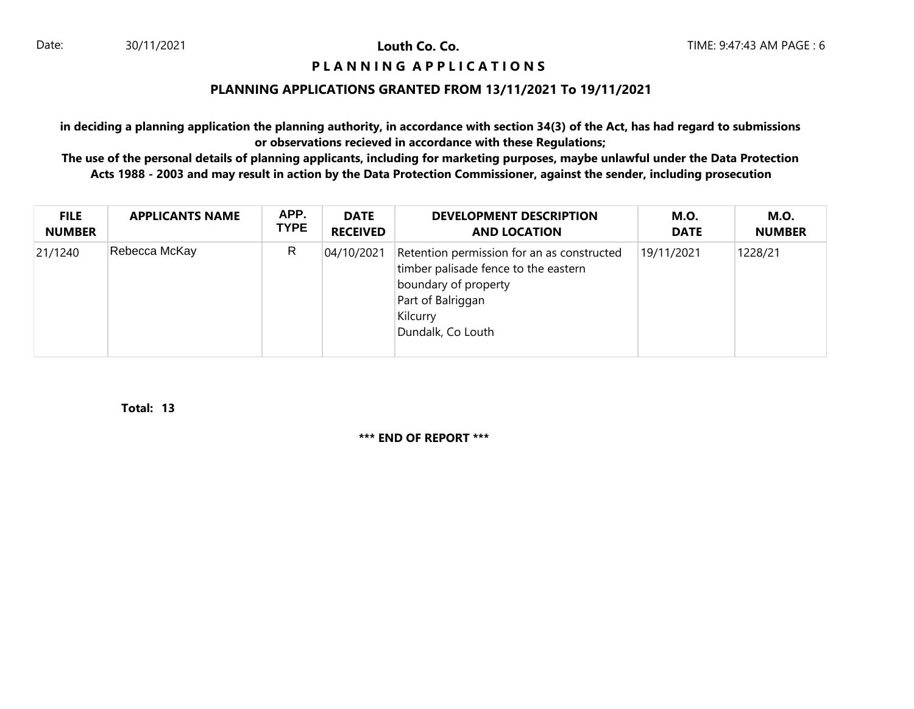**Louth Co. Co.**

**P L A N N I N G A P P L I C A T I O N S**

**PLANNING APPLICATIONS GRANTED FROM 13/11/2021 To 19/11/2021**

**in deciding a planning application the planning authority, in accordance with section 34(3) of the Act, has had regard to submissions or observations recieved in accordance with these Regulations;**

**The use of the personal details of planning applicants, including for marketing purposes, maybe unlawful under the Data Protection Acts 1988 - 2003 and may result in action by the Data Protection Commissioner, against the sender, including prosecution**

| FILE NUMBER | APPLICANTS NAME | APP. TYPE | DATE RECEIVED | DEVELOPMENT DESCRIPTION AND LOCATION | M.O. DATE | M.O. NUMBER |
|---|---|---|---|---|---|---|
| 21/1240 | Rebecca McKay | R | 04/10/2021 | Retention permission for an as constructed timber palisade fence to the eastern boundary of property<br>Part of Balriggan<br>Kilcurry<br>Dundalk, Co Louth | 19/11/2021 | 1228/21 |

**Total: 13**

**\*\*\* END OF REPORT \*\*\***